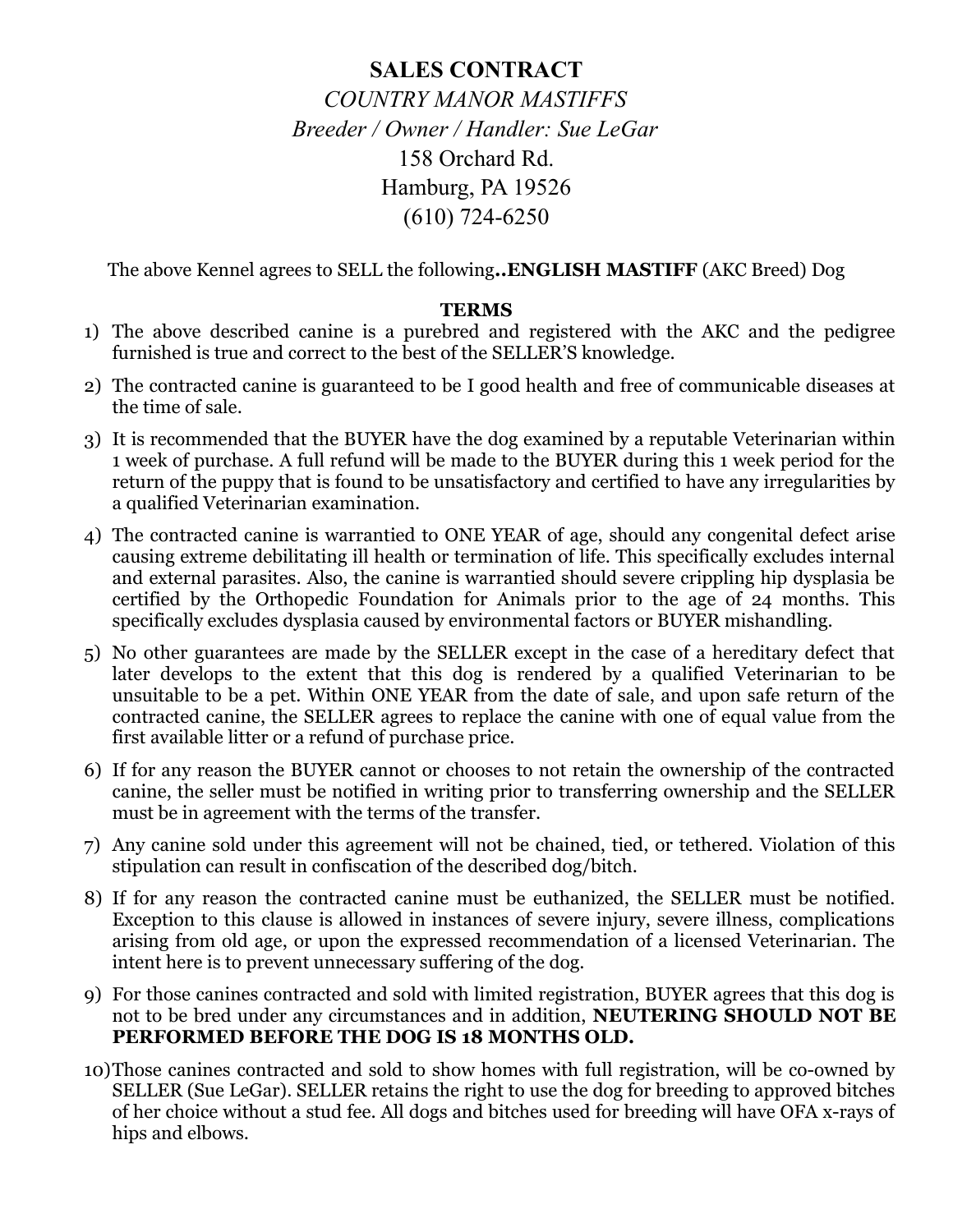# SALES CONTRACT

*COUNTRY MANOR MASTIFFS*

*Breeder / Owner / Handler: Sue LeGar*

158 Orchard Rd.

Hamburg, PA 19526

(610) 724-6250

The above Kennel agrees to SELL the following**..ENGLISH MASTIFF** (AKC Breed) Dog

**TERMS**

1) The above described canine is a purebred and registered with the AKC and the pedigree furnished is true and correct to the best of the SELLER'S knowledge.

2) The contracted canine is guaranteed to be I good health and free of communicable diseases at the time of sale.

3) It is recommended that the BUYER have the dog examined by a reputable Veterinarian within 1 week of purchase. A full refund will be made to the BUYER during this 1 week period for the return of the puppy that is found to be unsatisfactory and certified to have any irregularities by a qualified Veterinarian examination.

4) The contracted canine is warrantied to ONE YEAR of age, should any congenital defect arise causing extreme debilitating ill health or termination of life. This specifically excludes internal and external parasites. Also, the canine is warrantied should severe crippling hip dysplasia be certified by the Orthopedic Foundation for Animals prior to the age of 24 months. This specifically excludes dysplasia caused by environmental factors or BUYER mishandling.

5) No other guarantees are made by the SELLER except in the case of a hereditary defect that later develops to the extent that this dog is rendered by a qualified Veterinarian to be unsuitable to be a pet. Within ONE YEAR from the date of sale, and upon safe return of the contracted canine, the SELLER agrees to replace the canine with one of equal value from the first available litter or a refund of purchase price.

6) If for any reason the BUYER cannot or chooses to not retain the ownership of the contracted canine, the seller must be notified in writing prior to transferring ownership and the SELLER must be in agreement with the terms of the transfer.

7) Any canine sold under this agreement will not be chained, tied, or tethered. Violation of this stipulation can result in confiscation of the described dog/bitch.

8) If for any reason the contracted canine must be euthanized, the SELLER must be notified. Exception to this clause is allowed in instances of severe injury, severe illness, complications arising from old age, or upon the expressed recommendation of a licensed Veterinarian. The intent here is to prevent unnecessary suffering of the dog.

9) For those canines contracted and sold with limited registration, BUYER agrees that this dog is not to be bred under any circumstances and in addition, **NEUTERING SHOULD NOT BE PERFORMED BEFORE THE DOG IS 18 MONTHS OLD.**

10) Those canines contracted and sold to show homes with full registration, will be co-owned by SELLER (Sue LeGar). SELLER retains the right to use the dog for breeding to approved bitches of her choice without a stud fee. All dogs and bitches used for breeding will have OFA x-rays of hips and elbows.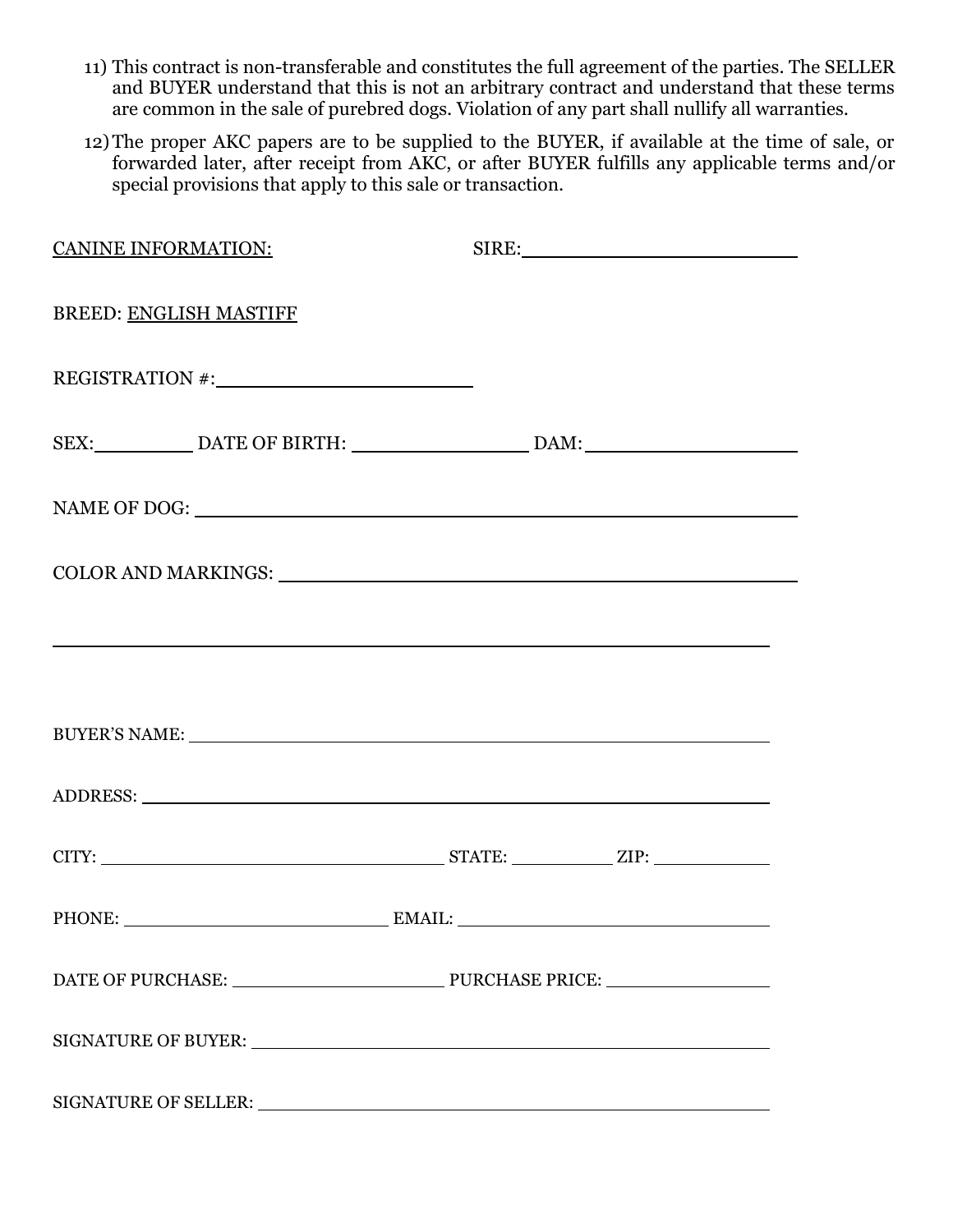11) This contract is non-transferable and constitutes the full agreement of the parties. The SELLER and BUYER understand that this is not an arbitrary contract and understand that these terms are common in the sale of purebred dogs. Violation of any part shall nullify all warranties.

12) The proper AKC papers are to be supplied to the BUYER, if available at the time of sale, or forwarded later, after receipt from AKC, or after BUYER fulfills any applicable terms and/or special provisions that apply to this sale or transaction.

CANINE INFORMATION: SIRE: ____________________

BREED: ENGLISH MASTIFF

REGISTRATION #: ____________________

SEX: ________ DATE OF BIRTH: ____________ DAM: ________________

NAME OF DOG: ____________________________________________

COLOR AND MARKINGS: ____________________________________

____________________________________________________________

BUYER'S NAME: ____________________________________________

ADDRESS: ________________________________________________

CITY: ____________________________ STATE: __________ ZIP: __________

PHONE: ______________________ EMAIL: ________________________

DATE OF PURCHASE: __________________ PURCHASE PRICE: ______________

SIGNATURE OF BUYER: ______________________________________

SIGNATURE OF SELLER: ______________________________________